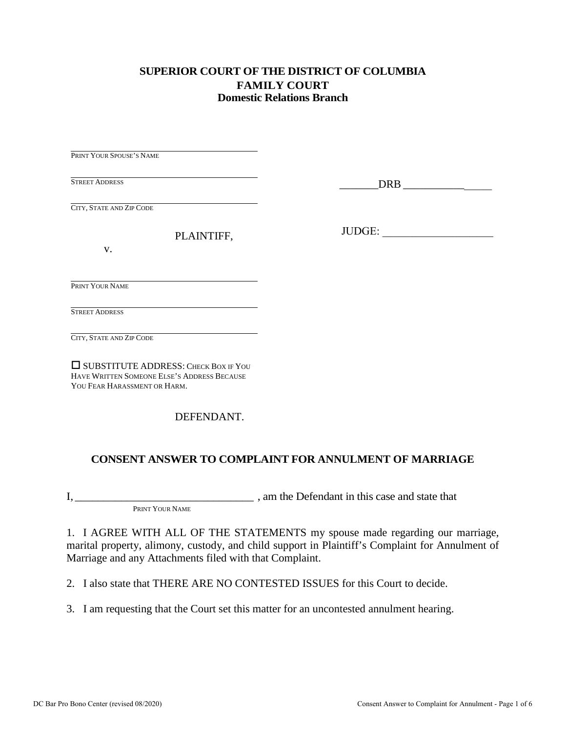**SUPERIOR COURT OF THE DISTRICT OF COLUMBIA**
**FAMILY COURT**
**Domestic Relations Branch**

______________________________________
PRINT YOUR SPOUSE'S NAME

______________________________________
STREET ADDRESS

______________________________________
CITY, STATE AND ZIP CODE

PLAINTIFF,

v.

_______DRB ________________

JUDGE: ____________________

______________________________________
PRINT YOUR NAME

______________________________________
STREET ADDRESS

______________________________________
CITY, STATE AND ZIP CODE

☐ SUBSTITUTE ADDRESS: CHECK BOX IF YOU HAVE WRITTEN SOMEONE ELSE'S ADDRESS BECAUSE YOU FEAR HARASSMENT OR HARM.

DEFENDANT.

**CONSENT ANSWER TO COMPLAINT FOR ANNULMENT OF MARRIAGE**

I, ________________________________ , am the Defendant in this case and state that
PRINT YOUR NAME

1. I AGREE WITH ALL OF THE STATEMENTS my spouse made regarding our marriage, marital property, alimony, custody, and child support in Plaintiff's Complaint for Annulment of Marriage and any Attachments filed with that Complaint.

2. I also state that THERE ARE NO CONTESTED ISSUES for this Court to decide.

3. I am requesting that the Court set this matter for an uncontested annulment hearing.

DC Bar Pro Bono Center (revised 08/2020)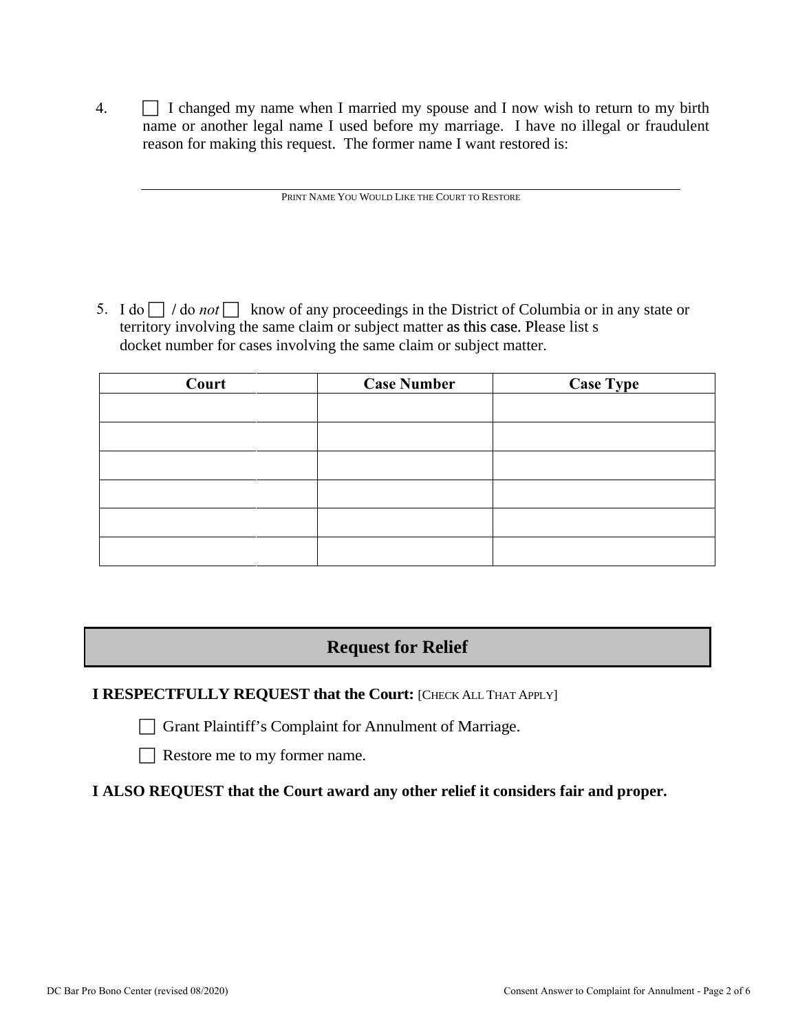4. ☐ I changed my name when I married my spouse and I now wish to return to my birth name or another legal name I used before my marriage. I have no illegal or fraudulent reason for making this request. The former name I want restored is:

\_\_\_\_\_\_\_\_\_\_\_\_\_\_\_\_\_\_\_\_\_\_\_\_\_\_\_\_\_\_\_\_\_\_\_\_\_\_\_\_\_\_\_\_\_\_\_\_\_\_\_\_\_\_\_\_\_\_\_\_\_\_\_\_
PRINT NAME YOU WOULD LIKE THE COURT TO RESTORE

5. I do ☐ / do *not* ☐ know of any proceedings in the District of Columbia or in any state or territory involving the same claim or subject matter as this case. Please list s docket number for cases involving the same claim or subject matter.

| Court | Case Number | Case Type |
|---|---|---|
| | | |
| | | |
| | | |
| | | |
| | | |
| | | |

## Request for Relief

**I RESPECTFULLY REQUEST that the Court:** [CHECK ALL THAT APPLY]

☐ Grant Plaintiff's Complaint for Annulment of Marriage.

☐ Restore me to my former name.

**I ALSO REQUEST that the Court award any other relief it considers fair and proper.**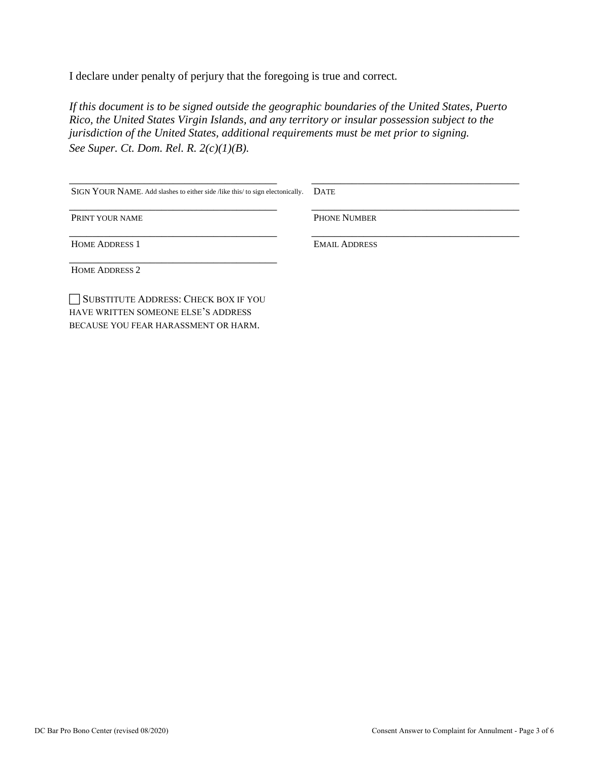I declare under penalty of perjury that the foregoing is true and correct.

*If this document is to be signed outside the geographic boundaries of the United States, Puerto Rico, the United States Virgin Islands, and any territory or insular possession subject to the jurisdiction of the United States, additional requirements must be met prior to signing. See Super. Ct. Dom. Rel. R. 2(c)(1)(B).*

| | |
|---|---|
| ______________________________ | ______________________________ |
| SIGN YOUR NAME. Add slashes to either side /like this/ to sign electonically. | DATE |
| ______________________________ | ______________________________ |
| PRINT YOUR NAME | PHONE NUMBER |
| ______________________________ | ______________________________ |
| HOME ADDRESS 1 | EMAIL ADDRESS |
| ______________________________ | |
| HOME ADDRESS 2 | |

☐ SUBSTITUTE ADDRESS: CHECK BOX IF YOU HAVE WRITTEN SOMEONE ELSE'S ADDRESS BECAUSE YOU FEAR HARASSMENT OR HARM.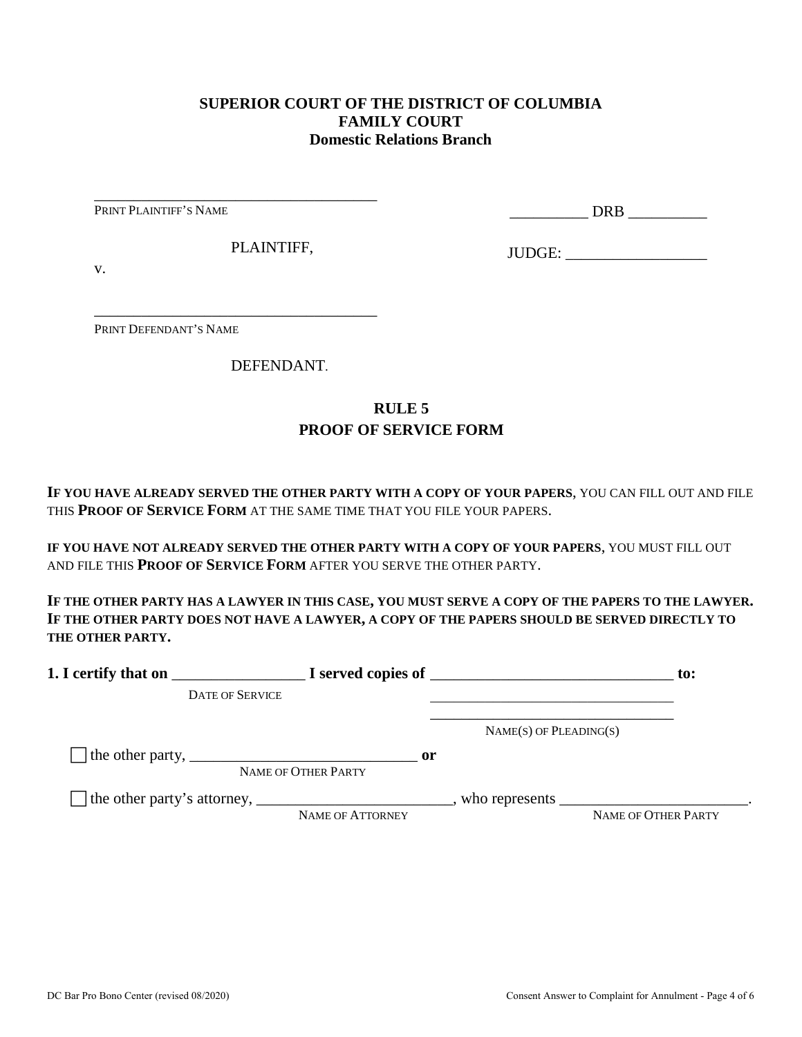**SUPERIOR COURT OF THE DISTRICT OF COLUMBIA**
**FAMILY COURT**
**Domestic Relations Branch**

_____________________________________
PRINT PLAINTIFF'S NAME

PLAINTIFF,

v.

_____________________________________
PRINT DEFENDANT'S NAME

DEFENDANT.

__________ DRB __________

JUDGE: __________________

## RULE 5
## PROOF OF SERVICE FORM

**IF YOU HAVE ALREADY SERVED THE OTHER PARTY WITH A COPY OF YOUR PAPERS**, YOU CAN FILL OUT AND FILE THIS **PROOF OF SERVICE FORM** AT THE SAME TIME THAT YOU FILE YOUR PAPERS.

**IF YOU HAVE NOT ALREADY SERVED THE OTHER PARTY WITH A COPY OF YOUR PAPERS**, YOU MUST FILL OUT AND FILE THIS **PROOF OF SERVICE FORM** AFTER YOU SERVE THE OTHER PARTY.

**IF THE OTHER PARTY HAS A LAWYER IN THIS CASE, YOU MUST SERVE A COPY OF THE PAPERS TO THE LAWYER. IF THE OTHER PARTY DOES NOT HAVE A LAWYER, A COPY OF THE PAPERS SHOULD BE SERVED DIRECTLY TO THE OTHER PARTY.**

**1. I certify that on** _________________ **I served copies of** _______________________________ **to:**
DATE OF SERVICE
_________________________________
_________________________________
NAME(S) OF PLEADING(S)

☐ the other party, ______________________________ **or**
NAME OF OTHER PARTY

☐ the other party's attorney, _________________________, who represents ________________________.
NAME OF ATTORNEY NAME OF OTHER PARTY

DC Bar Pro Bono Center (revised 08/2020)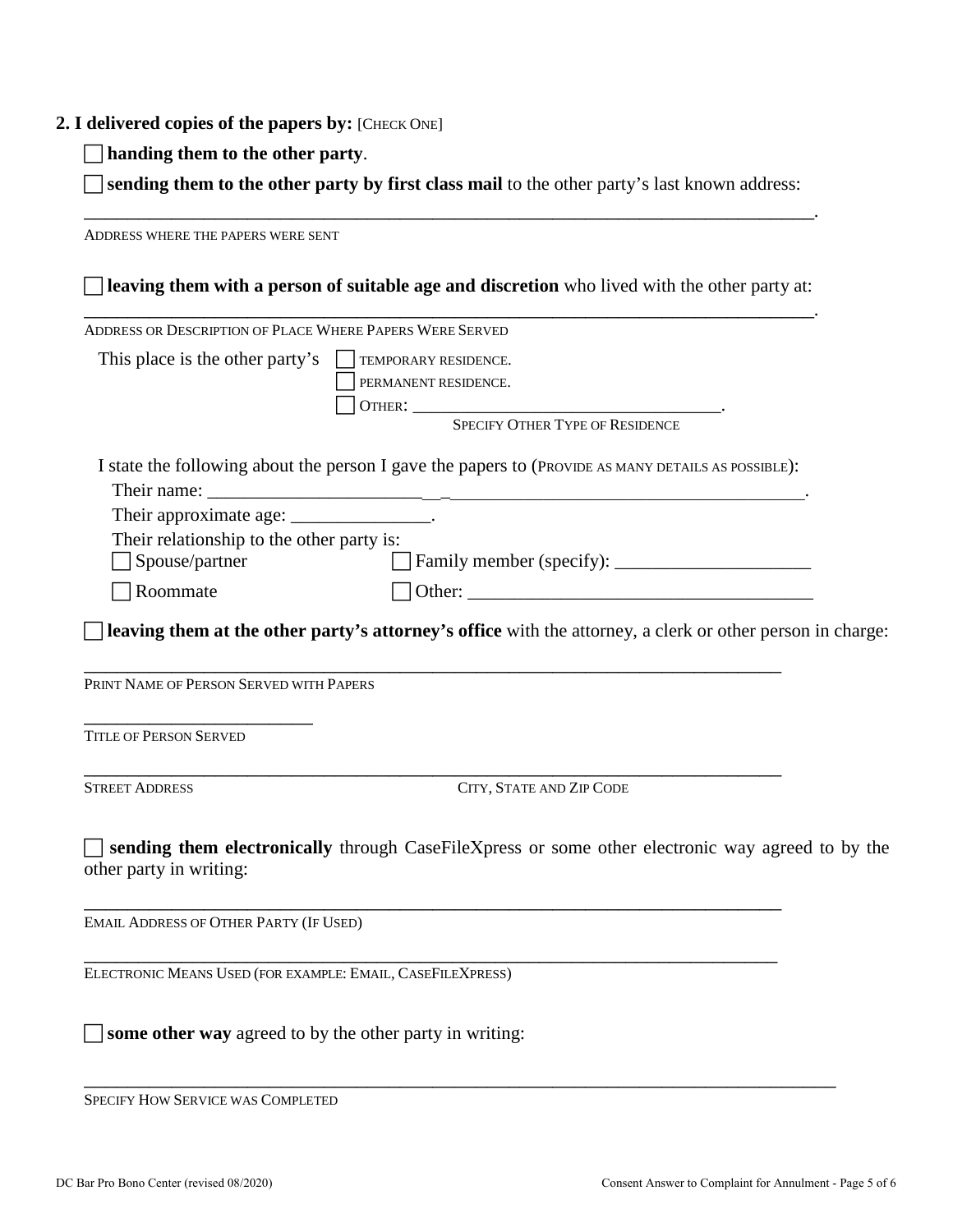**2. I delivered copies of the papers by:** [CHECK ONE]

☐ **handing them to the other party**.

☐ **sending them to the other party by first class mail** to the other party's last known address:

_______________________________________________________________________________.

ADDRESS WHERE THE PAPERS WERE SENT

☐ **leaving them with a person of suitable age and discretion** who lived with the other party at:

_______________________________________________________________________________.

ADDRESS OR DESCRIPTION OF PLACE WHERE PAPERS WERE SERVED

This place is the other party's ☐ TEMPORARY RESIDENCE.
☐ PERMANENT RESIDENCE.
☐ OTHER: ___________________________________.
SPECIFY OTHER TYPE OF RESIDENCE

I state the following about the person I gave the papers to (PROVIDE AS MANY DETAILS AS POSSIBLE):

Their name: _______________________________________________________________.

Their approximate age: _______________.

Their relationship to the other party is:

☐ Spouse/partner ☐ Family member (specify): _____________________

☐ Roommate ☐ Other: ______________________________________

☐ **leaving them at the other party's attorney's office** with the attorney, a clerk or other person in charge:

_______________________________________________________________________________

PRINT NAME OF PERSON SERVED WITH PAPERS

__________________________

TITLE OF PERSON SERVED

_______________________________________________________________________________

STREET ADDRESS CITY, STATE AND ZIP CODE

☐ **sending them electronically** through CaseFileXpress or some other electronic way agreed to by the other party in writing:

_______________________________________________________________________________

EMAIL ADDRESS OF OTHER PARTY (IF USED)

_______________________________________________________________________________

ELECTRONIC MEANS USED (FOR EXAMPLE: EMAIL, CASEFILEXPRESS)

☐ **some other way** agreed to by the other party in writing:

_______________________________________________________________________________

SPECIFY HOW SERVICE WAS COMPLETED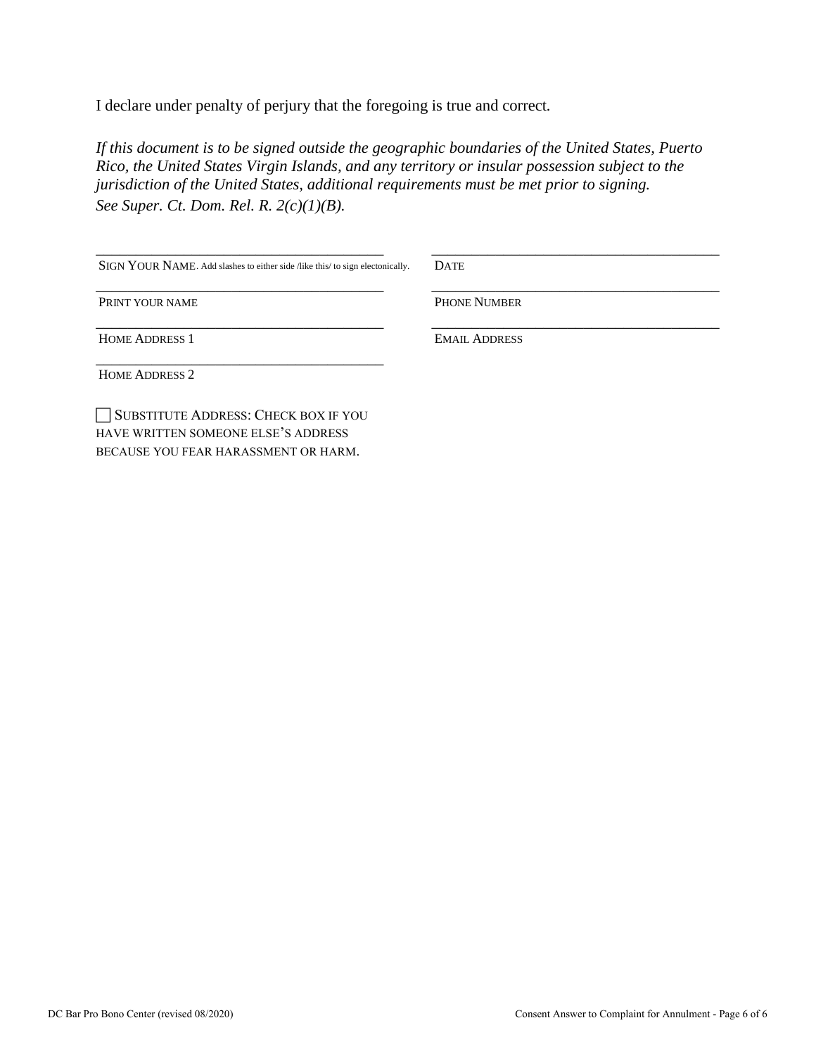I declare under penalty of perjury that the foregoing is true and correct.

*If this document is to be signed outside the geographic boundaries of the United States, Puerto Rico, the United States Virgin Islands, and any territory or insular possession subject to the jurisdiction of the United States, additional requirements must be met prior to signing. See Super. Ct. Dom. Rel. R. 2(c)(1)(B).*

| | |
|---|---|
| ______________________________________ | ______________________________________ |
| SIGN YOUR NAME. Add slashes to either side /like this/ to sign electonically. | DATE |
| ______________________________________ | ______________________________________ |
| PRINT YOUR NAME | PHONE NUMBER |
| ______________________________________ | ______________________________________ |
| HOME ADDRESS 1 | EMAIL ADDRESS |
| ______________________________________ | |
| HOME ADDRESS 2 | |

☐ SUBSTITUTE ADDRESS: CHECK BOX IF YOU HAVE WRITTEN SOMEONE ELSE'S ADDRESS BECAUSE YOU FEAR HARASSMENT OR HARM.